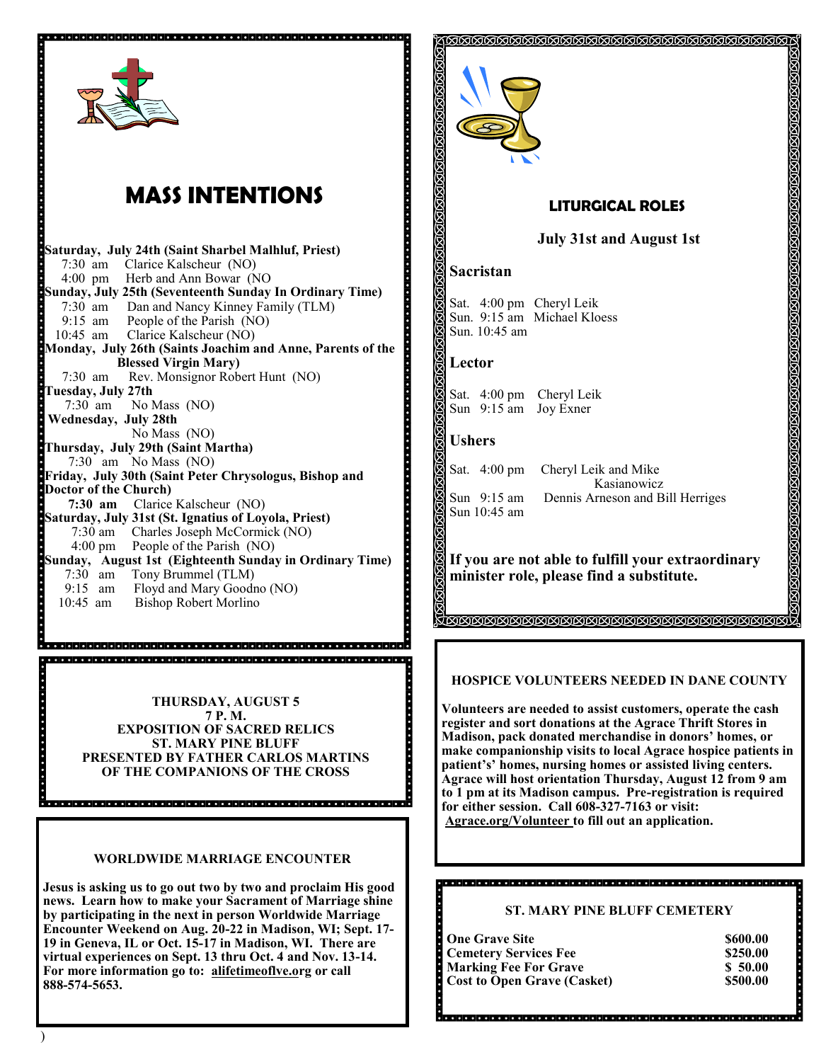# MASS INTENTIONS

**Saturday, July 24th (Saint Sharbel Malhluf, Priest)**
7:30 am Clarice Kalscheur (NO)
4:00 pm Herb and Ann Bowar (NO

**Sunday, July 25th (Seventeenth Sunday In Ordinary Time)**
7:30 am Dan and Nancy Kinney Family (TLM)
9:15 am People of the Parish (NO)
10:45 am Clarice Kalscheur (NO)

**Monday, July 26th (Saints Joachim and Anne, Parents of the Blessed Virgin Mary)**
7:30 am Rev. Monsignor Robert Hunt (NO)

**Tuesday, July 27th**
7:30 am No Mass (NO)

**Wednesday, July 28th**
No Mass (NO)

**Thursday, July 29th (Saint Martha)**
7:30 am No Mass (NO)

**Friday, July 30th (Saint Peter Chrysologus, Bishop and Doctor of the Church)**
**7:30 am** Clarice Kalscheur (NO)

**Saturday, July 31st (St. Ignatius of Loyola, Priest)**
7:30 am Charles Joseph McCormick (NO)
4:00 pm People of the Parish (NO)

**Sunday, August 1st (Eighteenth Sunday in Ordinary Time)**
7:30 am Tony Brummel (TLM)
9:15 am Floyd and Mary Goodno (NO)
10:45 am Bishop Robert Morlino

**THURSDAY, AUGUST 5**
**7 P. M.**
**EXPOSITION OF SACRED RELICS**
**ST. MARY PINE BLUFF**
**PRESENTED BY FATHER CARLOS MARTINS OF THE COMPANIONS OF THE CROSS**

## WORLDWIDE MARRIAGE ENCOUNTER

**Jesus is asking us to go out two by two and proclaim His good news. Learn how to make your Sacrament of Marriage shine by participating in the next in person Worldwide Marriage Encounter Weekend on Aug. 20-22 in Madison, WI; Sept. 17-19 in Geneva, IL or Oct. 15-17 in Madison, WI. There are virtual experiences on Sept. 13 thru Oct. 4 and Nov. 13-14. For more information go to: alifetimeoflve.org or call 888-574-5653.**

## LITURGICAL ROLES

**July 31st and August 1st**

### Sacristan

Sat. 4:00 pm Cheryl Leik
Sun. 9:15 am Michael Kloess
Sun. 10:45 am

### Lector

Sat. 4:00 pm Cheryl Leik
Sun 9:15 am Joy Exner

### Ushers

Sat. 4:00 pm Cheryl Leik and Mike Kasianowicz
Sun 9:15 am Dennis Arneson and Bill Herriges
Sun 10:45 am

**If you are not able to fulfill your extraordinary minister role, please find a substitute.**

## HOSPICE VOLUNTEERS NEEDED IN DANE COUNTY

**Volunteers are needed to assist customers, operate the cash register and sort donations at the Agrace Thrift Stores in Madison, pack donated merchandise in donors' homes, or make companionship visits to local Agrace hospice patients in patient's' homes, nursing homes or assisted living centers. Agrace will host orientation Thursday, August 12 from 9 am to 1 pm at its Madison campus. Pre-registration is required for either session. Call 608-327-7163 or visit: Agrace.org/Volunteer to fill out an application.**

## ST. MARY PINE BLUFF CEMETERY

| | |
|---|---|
| **One Grave Site** | **$600.00** |
| **Cemetery Services Fee** | **$250.00** |
| **Marking Fee For Grave** | **$ 50.00** |
| **Cost to Open Grave (Casket)** | **$500.00** |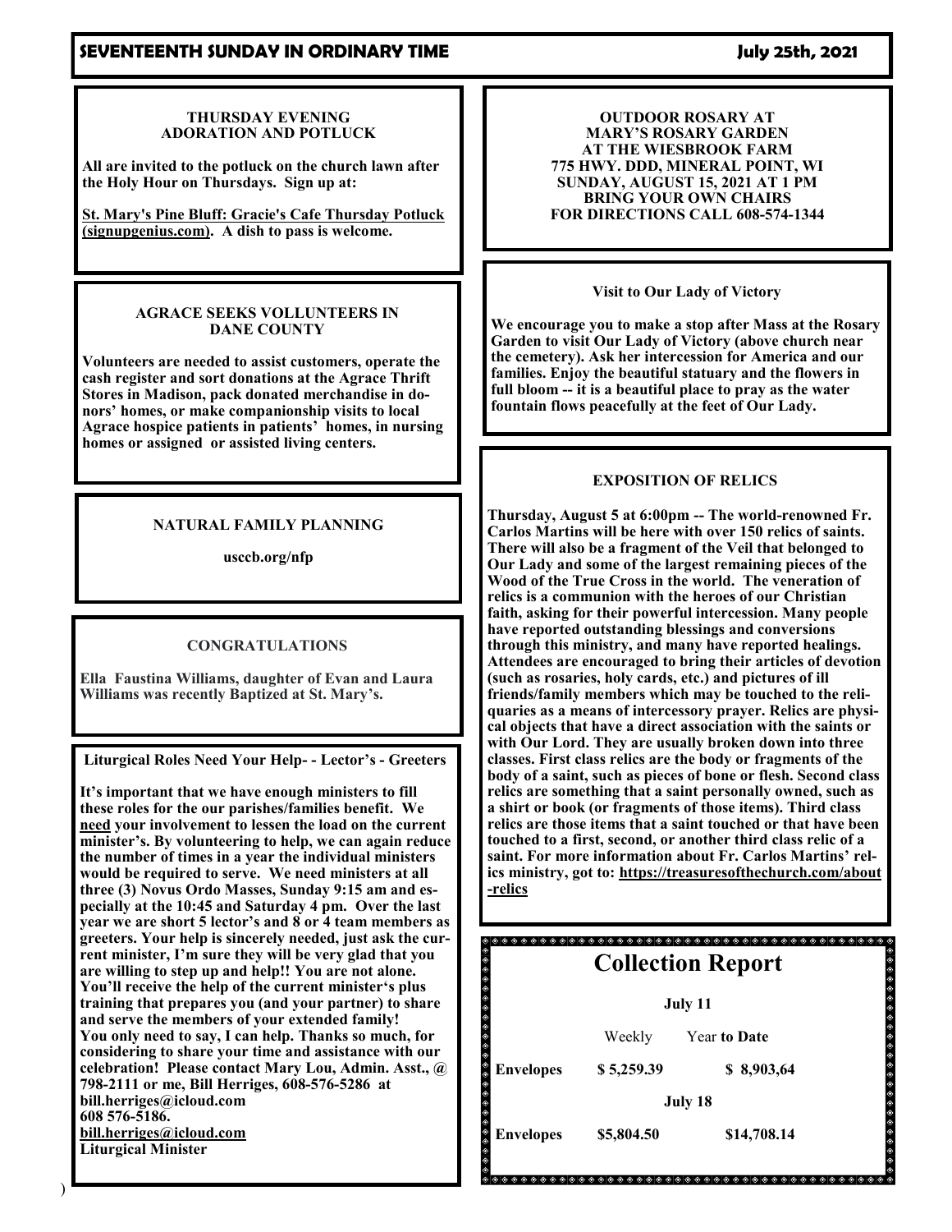## SEVENTEENTH SUNDAY IN ORDINARY TIME

**July 25th, 2021**

### THURSDAY EVENING ADORATION AND POTLUCK

**All are invited to the potluck on the church lawn after the Holy Hour on Thursdays. Sign up at:**

**St. Mary's Pine Bluff: Gracie's Cafe Thursday Potluck (signupgenius.com). A dish to pass is welcome.**

### AGRACE SEEKS VOLLUNTEERS IN DANE COUNTY

**Volunteers are needed to assist customers, operate the cash register and sort donations at the Agrace Thrift Stores in Madison, pack donated merchandise in donors' homes, or make companionship visits to local Agrace hospice patients in patients' homes, in nursing homes or assigned or assisted living centers.**

### NATURAL FAMILY PLANNING

**usccb.org/nfp**

### CONGRATULATIONS

**Ella Faustina Williams, daughter of Evan and Laura Williams was recently Baptized at St. Mary's.**

### Liturgical Roles Need Your Help- - Lector's - Greeters

**It's important that we have enough ministers to fill these roles for the our parishes/families benefit. We need your involvement to lessen the load on the current minister's. By volunteering to help, we can again reduce the number of times in a year the individual ministers would be required to serve. We need ministers at all three (3) Novus Ordo Masses, Sunday 9:15 am and especially at the 10:45 and Saturday 4 pm. Over the last year we are short 5 lector's and 8 or 4 team members as greeters. Your help is sincerely needed, just ask the current minister, I'm sure they will be very glad that you are willing to step up and help!! You are not alone. You'll receive the help of the current minister's plus training that prepares you (and your partner) to share and serve the members of your extended family!**
**You only need to say, I can help. Thanks so much, for considering to share your time and assistance with our celebration! Please contact Mary Lou, Admin. Asst., @ 798-2111 or me, Bill Herriges, 608-576-5286 at bill.herriges@icloud.com**
**608 576-5186.**
**bill.herriges@icloud.com**
**Liturgical Minister**

### OUTDOOR ROSARY AT MARY'S ROSARY GARDEN AT THE WIESBROOK FARM

**775 HWY. DDD, MINERAL POINT, WI**
**SUNDAY, AUGUST 15, 2021 AT 1 PM**
**BRING YOUR OWN CHAIRS**
**FOR DIRECTIONS CALL 608-574-1344**

### Visit to Our Lady of Victory

**We encourage you to make a stop after Mass at the Rosary Garden to visit Our Lady of Victory (above church near the cemetery). Ask her intercession for America and our families. Enjoy the beautiful statuary and the flowers in full bloom -- it is a beautiful place to pray as the water fountain flows peacefully at the feet of Our Lady.**

### EXPOSITION OF RELICS

**Thursday, August 5 at 6:00pm -- The world-renowned Fr. Carlos Martins will be here with over 150 relics of saints. There will also be a fragment of the Veil that belonged to Our Lady and some of the largest remaining pieces of the Wood of the True Cross in the world. The veneration of relics is a communion with the heroes of our Christian faith, asking for their powerful intercession. Many people have reported outstanding blessings and conversions through this ministry, and many have reported healings. Attendees are encouraged to bring their articles of devotion (such as rosaries, holy cards, etc.) and pictures of ill friends/family members which may be touched to the reliquaries as a means of intercessory prayer. Relics are physical objects that have a direct association with the saints or with Our Lord. They are usually broken down into three classes. First class relics are the body or fragments of the body of a saint, such as pieces of bone or flesh. Second class relics are something that a saint personally owned, such as a shirt or book (or fragments of those items). Third class relics are those items that a saint touched or that have been touched to a first, second, or another third class relic of a saint. For more information about Fr. Carlos Martins' relics ministry, got to: https://treasuresofthechurch.com/about-relics**

## Collection Report

| | Weekly | Year **to Date** |
|---|---|---|
| | **July 11** | |
| **Envelopes** | **$ 5,259.39** | **$ 8,903,64** |
| | **July 18** | |
| **Envelopes** | **$5,804.50** | **$14,708.14** |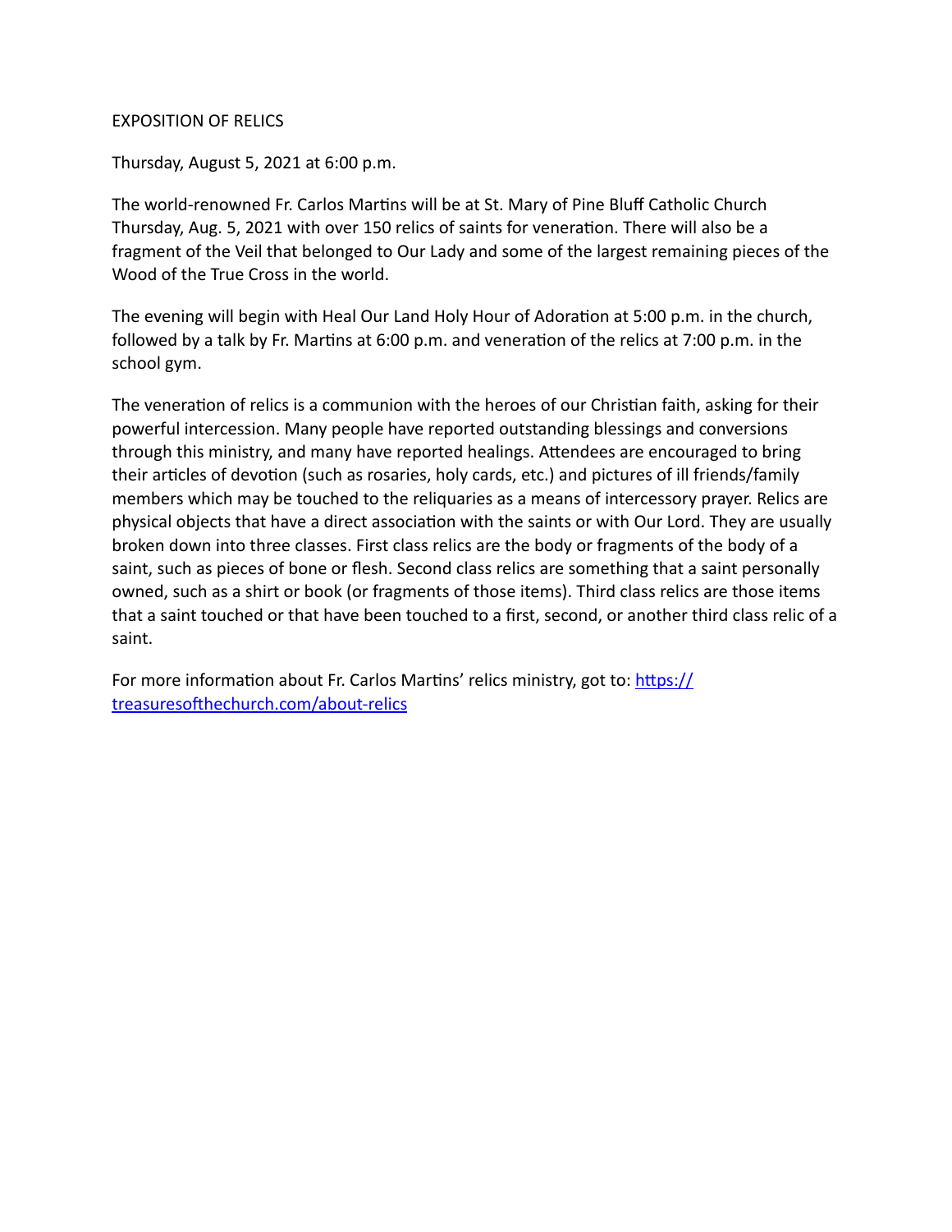# EXPOSITION OF RELICS

Thursday, August 5, 2021 at 6:00 p.m.

The world-renowned Fr. Carlos Martins will be at St. Mary of Pine Bluff Catholic Church Thursday, Aug. 5, 2021 with over 150 relics of saints for veneration. There will also be a fragment of the Veil that belonged to Our Lady and some of the largest remaining pieces of the Wood of the True Cross in the world.

The evening will begin with Heal Our Land Holy Hour of Adoration at 5:00 p.m. in the church, followed by a talk by Fr. Martins at 6:00 p.m. and veneration of the relics at 7:00 p.m. in the school gym.

The veneration of relics is a communion with the heroes of our Christian faith, asking for their powerful intercession. Many people have reported outstanding blessings and conversions through this ministry, and many have reported healings. Attendees are encouraged to bring their articles of devotion (such as rosaries, holy cards, etc.) and pictures of ill friends/family members which may be touched to the reliquaries as a means of intercessory prayer. Relics are physical objects that have a direct association with the saints or with Our Lord. They are usually broken down into three classes. First class relics are the body or fragments of the body of a saint, such as pieces of bone or flesh. Second class relics are something that a saint personally owned, such as a shirt or book (or fragments of those items). Third class relics are those items that a saint touched or that have been touched to a first, second, or another third class relic of a saint.

For more information about Fr. Carlos Martins' relics ministry, got to: [https://treasuresofthechurch.com/about-relics](https://treasuresofthechurch.com/about-relics)